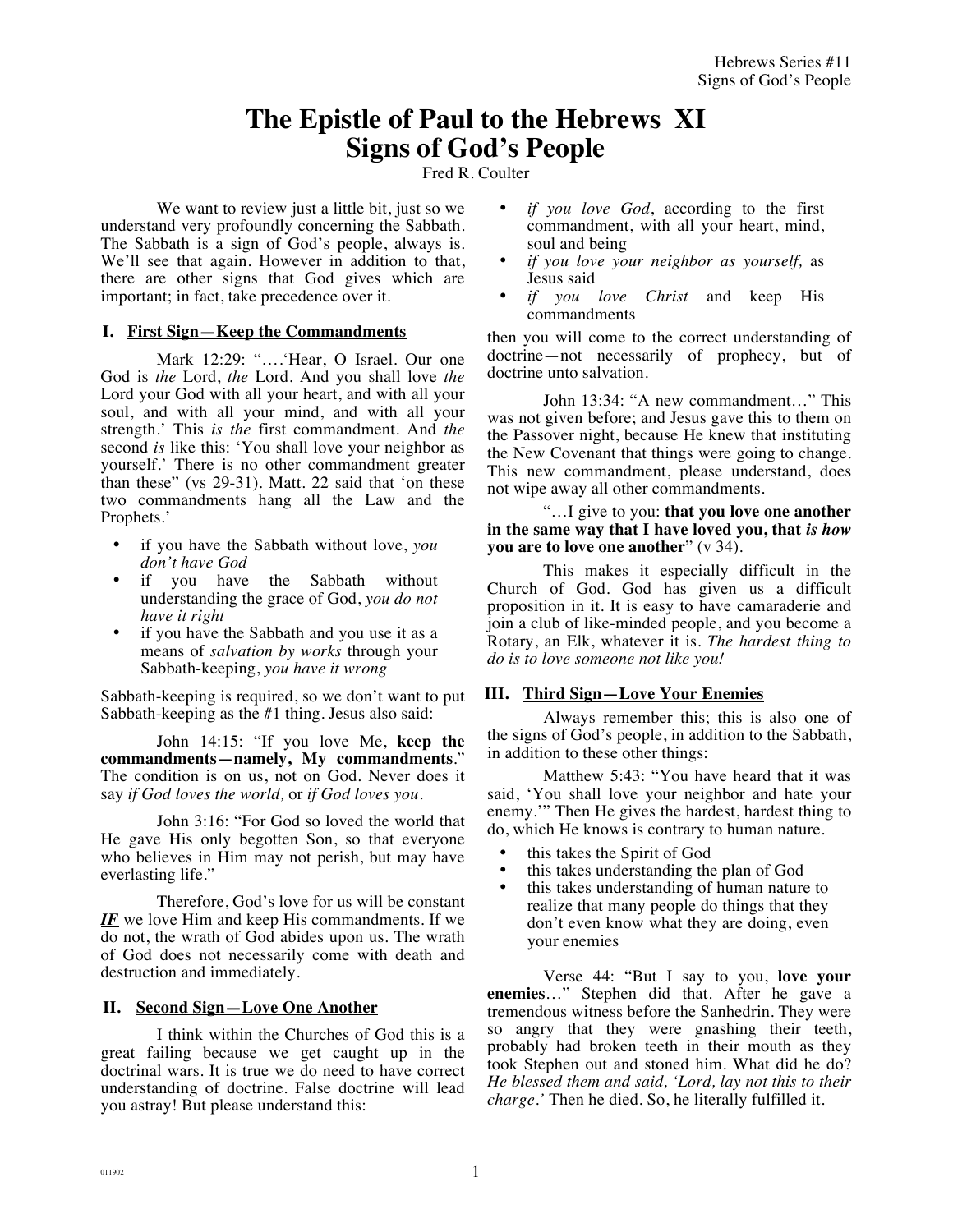# The Epistle of Paul to the Hebrews XI
# Signs of God's People

Fred R. Coulter

We want to review just a little bit, just so we understand very profoundly concerning the Sabbath. The Sabbath is a sign of God's people, always is. We'll see that again. However in addition to that, there are other signs that God gives which are important; in fact, take precedence over it.

## I. First Sign—Keep the Commandments

Mark 12:29: "….'Hear, O Israel. Our one God is *the* Lord, *the* Lord. And you shall love *the* Lord your God with all your heart, and with all your soul, and with all your mind, and with all your strength.' This *is the* first commandment. And *the* second *is* like this: 'You shall love your neighbor as yourself.' There is no other commandment greater than these" (vs 29-31). Matt. 22 said that 'on these two commandments hang all the Law and the Prophets.'

- if you have the Sabbath without love, *you don't have God*
- if you have the Sabbath without understanding the grace of God, *you do not have it right*
- if you have the Sabbath and you use it as a means of *salvation by works* through your Sabbath-keeping, *you have it wrong*

Sabbath-keeping is required, so we don't want to put Sabbath-keeping as the #1 thing. Jesus also said:

John 14:15: "If you love Me, **keep the commandments—namely, My commandments**." The condition is on us, not on God. Never does it say *if God loves the world,* or *if God loves you*.

John 3:16: "For God so loved the world that He gave His only begotten Son, so that everyone who believes in Him may not perish, but may have everlasting life."

Therefore, God's love for us will be constant ***IF*** we love Him and keep His commandments. If we do not, the wrath of God abides upon us. The wrath of God does not necessarily come with death and destruction and immediately.

## II. Second Sign—Love One Another

I think within the Churches of God this is a great failing because we get caught up in the doctrinal wars. It is true we do need to have correct understanding of doctrine. False doctrine will lead you astray! But please understand this:

- *if you love God*, according to the first commandment, with all your heart, mind, soul and being
- *if you love your neighbor as yourself,* as Jesus said
- *if you love Christ* and keep His commandments

then you will come to the correct understanding of doctrine—not necessarily of prophecy, but of doctrine unto salvation.

John 13:34: "A new commandment…" This was not given before; and Jesus gave this to them on the Passover night, because He knew that instituting the New Covenant that things were going to change. This new commandment, please understand, does not wipe away all other commandments.

"…I give to you: **that you love one another in the same way that I have loved you, that *is how* you are to love one another**" (v 34).

This makes it especially difficult in the Church of God. God has given us a difficult proposition in it. It is easy to have camaraderie and join a club of like-minded people, and you become a Rotary, an Elk, whatever it is. *The hardest thing to do is to love someone not like you!*

## III. Third Sign—Love Your Enemies

Always remember this; this is also one of the signs of God's people, in addition to the Sabbath, in addition to these other things:

Matthew 5:43: "You have heard that it was said, 'You shall love your neighbor and hate your enemy.'" Then He gives the hardest, hardest thing to do, which He knows is contrary to human nature.

- this takes the Spirit of God
- this takes understanding the plan of God
- this takes understanding of human nature to realize that many people do things that they don't even know what they are doing, even your enemies

Verse 44: "But I say to you, **love your enemies**…" Stephen did that. After he gave a tremendous witness before the Sanhedrin. They were so angry that they were gnashing their teeth, probably had broken teeth in their mouth as they took Stephen out and stoned him. What did he do? *He blessed them and said, 'Lord, lay not this to their charge.'* Then he died. So, he literally fulfilled it.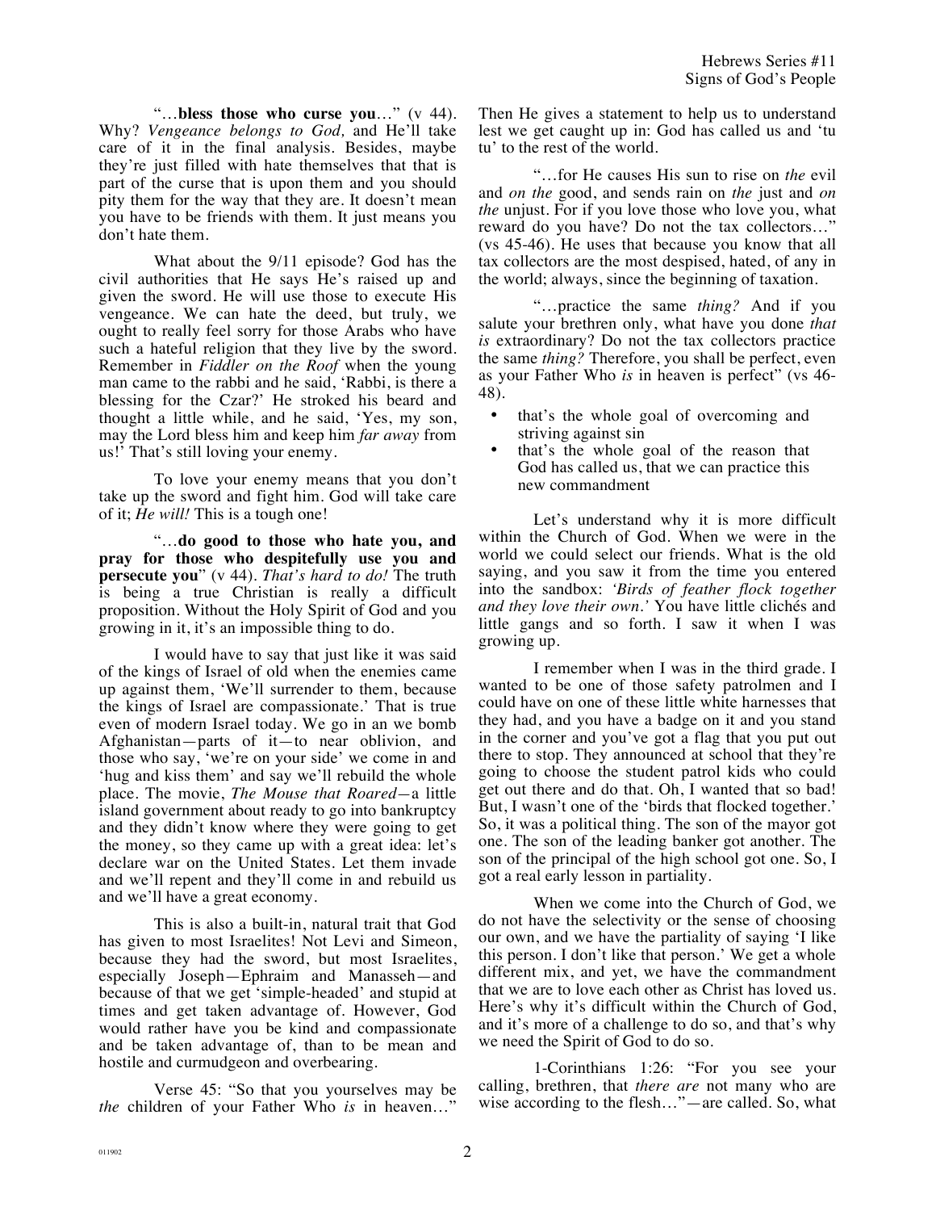"…**bless those who curse you**…" (v 44). Why? *Vengeance belongs to God,* and He'll take care of it in the final analysis. Besides, maybe they're just filled with hate themselves that that is part of the curse that is upon them and you should pity them for the way that they are. It doesn't mean you have to be friends with them. It just means you don't hate them.

What about the 9/11 episode? God has the civil authorities that He says He's raised up and given the sword. He will use those to execute His vengeance. We can hate the deed, but truly, we ought to really feel sorry for those Arabs who have such a hateful religion that they live by the sword. Remember in *Fiddler on the Roof* when the young man came to the rabbi and he said, 'Rabbi, is there a blessing for the Czar?' He stroked his beard and thought a little while, and he said, 'Yes, my son, may the Lord bless him and keep him *far away* from us!' That's still loving your enemy.

To love your enemy means that you don't take up the sword and fight him. God will take care of it; *He will!* This is a tough one!

"…**do good to those who hate you, and pray for those who despitefully use you and persecute you**" (v 44). *That's hard to do!* The truth is being a true Christian is really a difficult proposition. Without the Holy Spirit of God and you growing in it, it's an impossible thing to do.

I would have to say that just like it was said of the kings of Israel of old when the enemies came up against them, 'We'll surrender to them, because the kings of Israel are compassionate.' That is true even of modern Israel today. We go in an we bomb Afghanistan—parts of it—to near oblivion, and those who say, 'we're on your side' we come in and 'hug and kiss them' and say we'll rebuild the whole place. The movie, *The Mouse that Roared*—a little island government about ready to go into bankruptcy and they didn't know where they were going to get the money, so they came up with a great idea: let's declare war on the United States. Let them invade and we'll repent and they'll come in and rebuild us and we'll have a great economy.

This is also a built-in, natural trait that God has given to most Israelites! Not Levi and Simeon, because they had the sword, but most Israelites, especially Joseph—Ephraim and Manasseh—and because of that we get 'simple-headed' and stupid at times and get taken advantage of. However, God would rather have you be kind and compassionate and be taken advantage of, than to be mean and hostile and curmudgeon and overbearing.

Verse 45: "So that you yourselves may be *the* children of your Father Who *is* in heaven…" Then He gives a statement to help us to understand lest we get caught up in: God has called us and 'tu tu' to the rest of the world.

"…for He causes His sun to rise on *the* evil and *on the* good, and sends rain on *the* just and *on the* unjust. For if you love those who love you, what reward do you have? Do not the tax collectors…" (vs 45-46). He uses that because you know that all tax collectors are the most despised, hated, of any in the world; always, since the beginning of taxation.

"…practice the same *thing?* And if you salute your brethren only, what have you done *that is* extraordinary? Do not the tax collectors practice the same *thing?* Therefore, you shall be perfect, even as your Father Who *is* in heaven is perfect" (vs 46-48).

- that's the whole goal of overcoming and striving against sin
- that's the whole goal of the reason that God has called us, that we can practice this new commandment

Let's understand why it is more difficult within the Church of God. When we were in the world we could select our friends. What is the old saying, and you saw it from the time you entered into the sandbox: *'Birds of feather flock together and they love their own.'* You have little clichés and little gangs and so forth. I saw it when I was growing up.

I remember when I was in the third grade. I wanted to be one of those safety patrolmen and I could have on one of these little white harnesses that they had, and you have a badge on it and you stand in the corner and you've got a flag that you put out there to stop. They announced at school that they're going to choose the student patrol kids who could get out there and do that. Oh, I wanted that so bad! But, I wasn't one of the 'birds that flocked together.' So, it was a political thing. The son of the mayor got one. The son of the leading banker got another. The son of the principal of the high school got one. So, I got a real early lesson in partiality.

When we come into the Church of God, we do not have the selectivity or the sense of choosing our own, and we have the partiality of saying 'I like this person. I don't like that person.' We get a whole different mix, and yet, we have the commandment that we are to love each other as Christ has loved us. Here's why it's difficult within the Church of God, and it's more of a challenge to do so, and that's why we need the Spirit of God to do so.

1-Corinthians 1:26: "For you see your calling, brethren, that *there are* not many who are wise according to the flesh…"—are called. So, what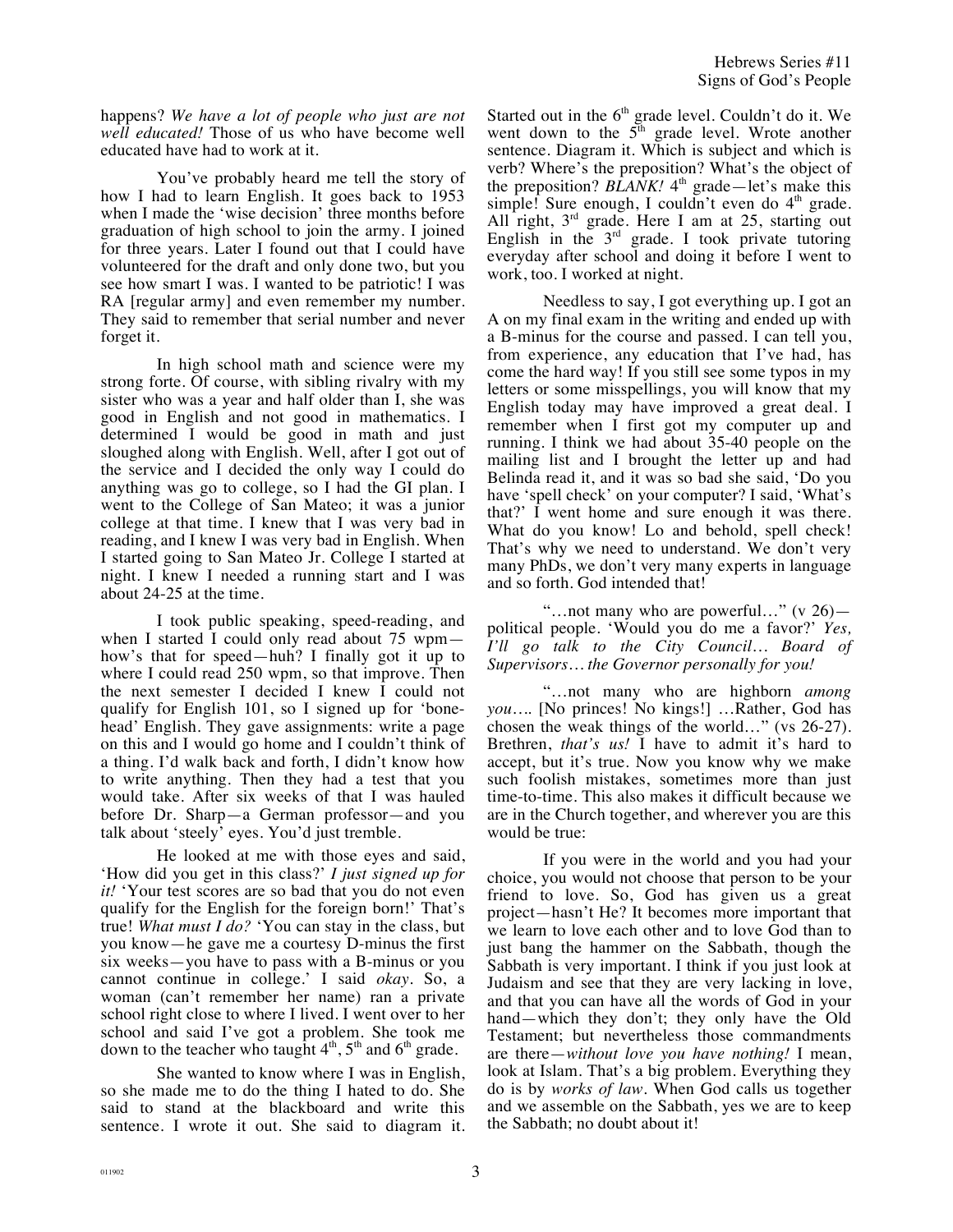happens? *We have a lot of people who just are not well educated!* Those of us who have become well educated have had to work at it.

You've probably heard me tell the story of how I had to learn English. It goes back to 1953 when I made the 'wise decision' three months before graduation of high school to join the army. I joined for three years. Later I found out that I could have volunteered for the draft and only done two, but you see how smart I was. I wanted to be patriotic! I was RA [regular army] and even remember my number. They said to remember that serial number and never forget it.

In high school math and science were my strong forte. Of course, with sibling rivalry with my sister who was a year and half older than I, she was good in English and not good in mathematics. I determined I would be good in math and just sloughed along with English. Well, after I got out of the service and I decided the only way I could do anything was go to college, so I had the GI plan. I went to the College of San Mateo; it was a junior college at that time. I knew that I was very bad in reading, and I knew I was very bad in English. When I started going to San Mateo Jr. College I started at night. I knew I needed a running start and I was about 24-25 at the time.

I took public speaking, speed-reading, and when I started I could only read about 75 wpm—how's that for speed—huh? I finally got it up to where I could read 250 wpm, so that improve. Then the next semester I decided I knew I could not qualify for English 101, so I signed up for 'bone-head' English. They gave assignments: write a page on this and I would go home and I couldn't think of a thing. I'd walk back and forth, I didn't know how to write anything. Then they had a test that you would take. After six weeks of that I was hauled before Dr. Sharp—a German professor—and you talk about 'steely' eyes. You'd just tremble.

He looked at me with those eyes and said, 'How did you get in this class?' *I just signed up for it!* 'Your test scores are so bad that you do not even qualify for the English for the foreign born!' That's true! *What must I do?* 'You can stay in the class, but you know—he gave me a courtesy D-minus the first six weeks—you have to pass with a B-minus or you cannot continue in college.' I said *okay*. So, a woman (can't remember her name) ran a private school right close to where I lived. I went over to her school and said I've got a problem. She took me down to the teacher who taught 4th, 5th and 6th grade.

She wanted to know where I was in English, so she made me to do the thing I hated to do. She said to stand at the blackboard and write this sentence. I wrote it out. She said to diagram it. Started out in the 6th grade level. Couldn't do it. We went down to the 5th grade level. Wrote another sentence. Diagram it. Which is subject and which is verb? Where's the preposition? What's the object of the preposition? *BLANK!* 4th grade—let's make this simple! Sure enough, I couldn't even do 4th grade. All right, 3rd grade. Here I am at 25, starting out English in the 3rd grade. I took private tutoring everyday after school and doing it before I went to work, too. I worked at night.

Needless to say, I got everything up. I got an A on my final exam in the writing and ended up with a B-minus for the course and passed. I can tell you, from experience, any education that I've had, has come the hard way! If you still see some typos in my letters or some misspellings, you will know that my English today may have improved a great deal. I remember when I first got my computer up and running. I think we had about 35-40 people on the mailing list and I brought the letter up and had Belinda read it, and it was so bad she said, 'Do you have 'spell check' on your computer? I said, 'What's that?' I went home and sure enough it was there. What do you know! Lo and behold, spell check! That's why we need to understand. We don't very many PhDs, we don't very many experts in language and so forth. God intended that!

"…not many who are powerful…" (v 26)—political people. 'Would you do me a favor?' *Yes, I'll go talk to the City Council… Board of Supervisors… the Governor personally for you!*

"…not many who are highborn *among you*…. [No princes! No kings!] …Rather, God has chosen the weak things of the world…" (vs 26-27). Brethren, *that's us!* I have to admit it's hard to accept, but it's true. Now you know why we make such foolish mistakes, sometimes more than just time-to-time. This also makes it difficult because we are in the Church together, and wherever you are this would be true:

If you were in the world and you had your choice, you would not choose that person to be your friend to love. So, God has given us a great project—hasn't He? It becomes more important that we learn to love each other and to love God than to just bang the hammer on the Sabbath, though the Sabbath is very important. I think if you just look at Judaism and see that they are very lacking in love, and that you can have all the words of God in your hand—which they don't; they only have the Old Testament; but nevertheless those commandments are there—*without love you have nothing!* I mean, look at Islam. That's a big problem. Everything they do is by *works of law*. When God calls us together and we assemble on the Sabbath, yes we are to keep the Sabbath; no doubt about it!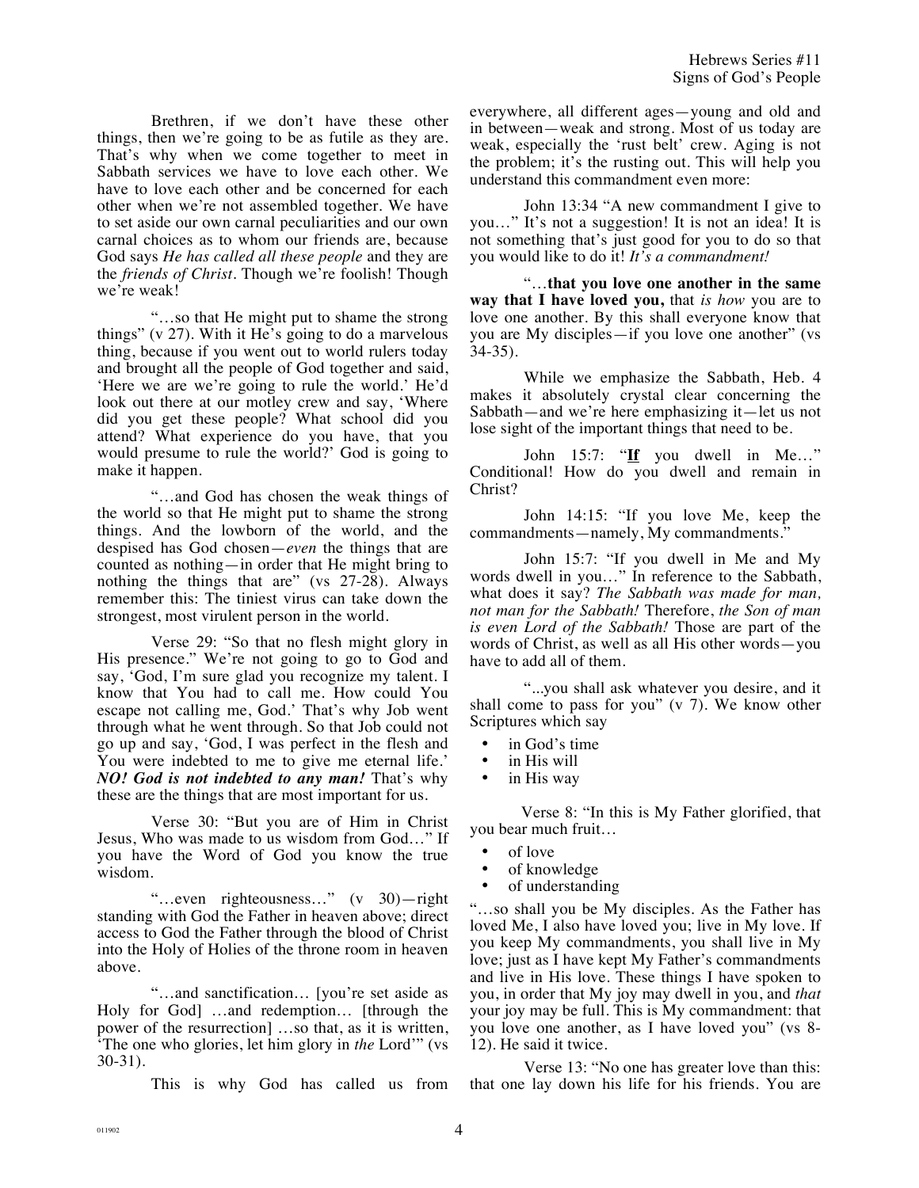Brethren, if we don't have these other things, then we're going to be as futile as they are. That's why when we come together to meet in Sabbath services we have to love each other. We have to love each other and be concerned for each other when we're not assembled together. We have to set aside our own carnal peculiarities and our own carnal choices as to whom our friends are, because God says *He has called all these people* and they are the *friends of Christ*. Though we're foolish! Though we're weak!

"…so that He might put to shame the strong things" (v 27). With it He's going to do a marvelous thing, because if you went out to world rulers today and brought all the people of God together and said, 'Here we are we're going to rule the world.' He'd look out there at our motley crew and say, 'Where did you get these people? What school did you attend? What experience do you have, that you would presume to rule the world?' God is going to make it happen.

"…and God has chosen the weak things of the world so that He might put to shame the strong things. And the lowborn of the world, and the despised has God chosen—*even* the things that are counted as nothing—in order that He might bring to nothing the things that are" (vs 27-28). Always remember this: The tiniest virus can take down the strongest, most virulent person in the world.

Verse 29: "So that no flesh might glory in His presence." We're not going to go to God and say, 'God, I'm sure glad you recognize my talent. I know that You had to call me. How could You escape not calling me, God.' That's why Job went through what he went through. So that Job could not go up and say, 'God, I was perfect in the flesh and You were indebted to me to give me eternal life.' ***NO! God is not indebted to any man!*** That's why these are the things that are most important for us.

Verse 30: "But you are of Him in Christ Jesus, Who was made to us wisdom from God…" If you have the Word of God you know the true wisdom.

"…even righteousness…" (v 30)—right standing with God the Father in heaven above; direct access to God the Father through the blood of Christ into the Holy of Holies of the throne room in heaven above.

"…and sanctification… [you're set aside as Holy for God] …and redemption… [through the power of the resurrection] …so that, as it is written, 'The one who glories, let him glory in *the* Lord'" (vs 30-31).

This is why God has called us from everywhere, all different ages—young and old and in between—weak and strong. Most of us today are weak, especially the 'rust belt' crew. Aging is not the problem; it's the rusting out. This will help you understand this commandment even more:

John 13:34 "A new commandment I give to you…" It's not a suggestion! It is not an idea! It is not something that's just good for you to do so that you would like to do it! *It's a commandment!*

"…**that you love one another in the same way that I have loved you,** that *is how* you are to love one another. By this shall everyone know that you are My disciples—if you love one another" (vs 34-35).

While we emphasize the Sabbath, Heb. 4 makes it absolutely crystal clear concerning the Sabbath—and we're here emphasizing it—let us not lose sight of the important things that need to be.

John 15:7: "**If** you dwell in Me…" Conditional! How do you dwell and remain in Christ?

John 14:15: "If you love Me, keep the commandments—namely, My commandments."

John 15:7: "If you dwell in Me and My words dwell in you…" In reference to the Sabbath, what does it say? *The Sabbath was made for man, not man for the Sabbath!* Therefore, *the Son of man is even Lord of the Sabbath!* Those are part of the words of Christ, as well as all His other words—you have to add all of them.

"...you shall ask whatever you desire, and it shall come to pass for you" (v 7). We know other Scriptures which say

- in God's time
- in His will
- in His way

Verse 8: "In this is My Father glorified, that you bear much fruit…

- of love
- of knowledge
- of understanding

"…so shall you be My disciples. As the Father has loved Me, I also have loved you; live in My love. If you keep My commandments, you shall live in My love; just as I have kept My Father's commandments and live in His love. These things I have spoken to you, in order that My joy may dwell in you, and *that* your joy may be full. This is My commandment: that you love one another, as I have loved you" (vs 8-12). He said it twice.

Verse 13: "No one has greater love than this: that one lay down his life for his friends. You are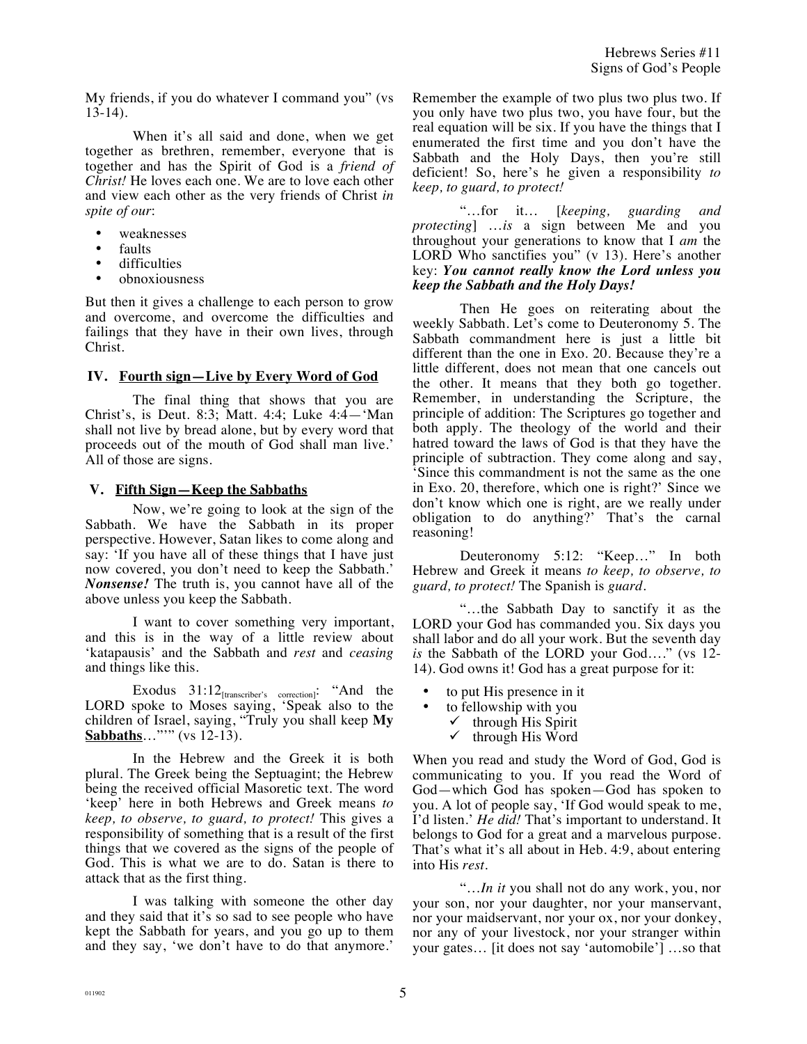My friends, if you do whatever I command you" (vs 13-14).

When it's all said and done, when we get together as brethren, remember, everyone that is together and has the Spirit of God is a *friend of Christ!* He loves each one. We are to love each other and view each other as the very friends of Christ *in spite of our*:

- weaknesses
- faults
- difficulties
- obnoxiousness

But then it gives a challenge to each person to grow and overcome, and overcome the difficulties and failings that they have in their own lives, through Christ.

## IV. Fourth sign—Live by Every Word of God

The final thing that shows that you are Christ's, is Deut. 8:3; Matt. 4:4; Luke 4:4—'Man shall not live by bread alone, but by every word that proceeds out of the mouth of God shall man live.' All of those are signs.

## V. Fifth Sign—Keep the Sabbaths

Now, we're going to look at the sign of the Sabbath. We have the Sabbath in its proper perspective. However, Satan likes to come along and say: 'If you have all of these things that I have just now covered, you don't need to keep the Sabbath.' ***Nonsense!*** The truth is, you cannot have all of the above unless you keep the Sabbath.

I want to cover something very important, and this is in the way of a little review about 'katapausis' and the Sabbath and *rest* and *ceasing* and things like this.

Exodus 31:12[transcriber's correction]: "And the LORD spoke to Moses saying, 'Speak also to the children of Israel, saying, "Truly you shall keep **My Sabbaths**…"'" (vs 12-13).

In the Hebrew and the Greek it is both plural. The Greek being the Septuagint; the Hebrew being the received official Masoretic text. The word 'keep' here in both Hebrews and Greek means *to keep, to observe, to guard, to protect!* This gives a responsibility of something that is a result of the first things that we covered as the signs of the people of God. This is what we are to do. Satan is there to attack that as the first thing.

I was talking with someone the other day and they said that it's so sad to see people who have kept the Sabbath for years, and you go up to them and they say, 'we don't have to do that anymore.' Remember the example of two plus two plus two. If you only have two plus two, you have four, but the real equation will be six. If you have the things that I enumerated the first time and you don't have the Sabbath and the Holy Days, then you're still deficient! So, here's he given a responsibility *to keep, to guard, to protect!*

"…for it… [*keeping, guarding and protecting*] …*is* a sign between Me and you throughout your generations to know that I *am* the LORD Who sanctifies you" (v 13). Here's another key: ***You cannot really know the Lord unless you keep the Sabbath and the Holy Days!***

Then He goes on reiterating about the weekly Sabbath. Let's come to Deuteronomy 5. The Sabbath commandment here is just a little bit different than the one in Exo. 20. Because they're a little different, does not mean that one cancels out the other. It means that they both go together. Remember, in understanding the Scripture, the principle of addition: The Scriptures go together and both apply. The theology of the world and their hatred toward the laws of God is that they have the principle of subtraction. They come along and say, 'Since this commandment is not the same as the one in Exo. 20, therefore, which one is right?' Since we don't know which one is right, are we really under obligation to do anything?' That's the carnal reasoning!

Deuteronomy 5:12: "Keep…" In both Hebrew and Greek it means *to keep, to observe, to guard, to protect!* The Spanish is *guard*.

"…the Sabbath Day to sanctify it as the LORD your God has commanded you. Six days you shall labor and do all your work. But the seventh day *is* the Sabbath of the LORD your God…." (vs 12-14). God owns it! God has a great purpose for it:

- to put His presence in it
- to fellowship with you
  - ✓ through His Spirit
  - ✓ through His Word

When you read and study the Word of God, God is communicating to you. If you read the Word of God—which God has spoken—God has spoken to you. A lot of people say, 'If God would speak to me, I'd listen.' *He did!* That's important to understand. It belongs to God for a great and a marvelous purpose. That's what it's all about in Heb. 4:9, about entering into His *rest*.

"…*In it* you shall not do any work, you, nor your son, nor your daughter, nor your manservant, nor your maidservant, nor your ox, nor your donkey, nor any of your livestock, nor your stranger within your gates… [it does not say 'automobile'] …so that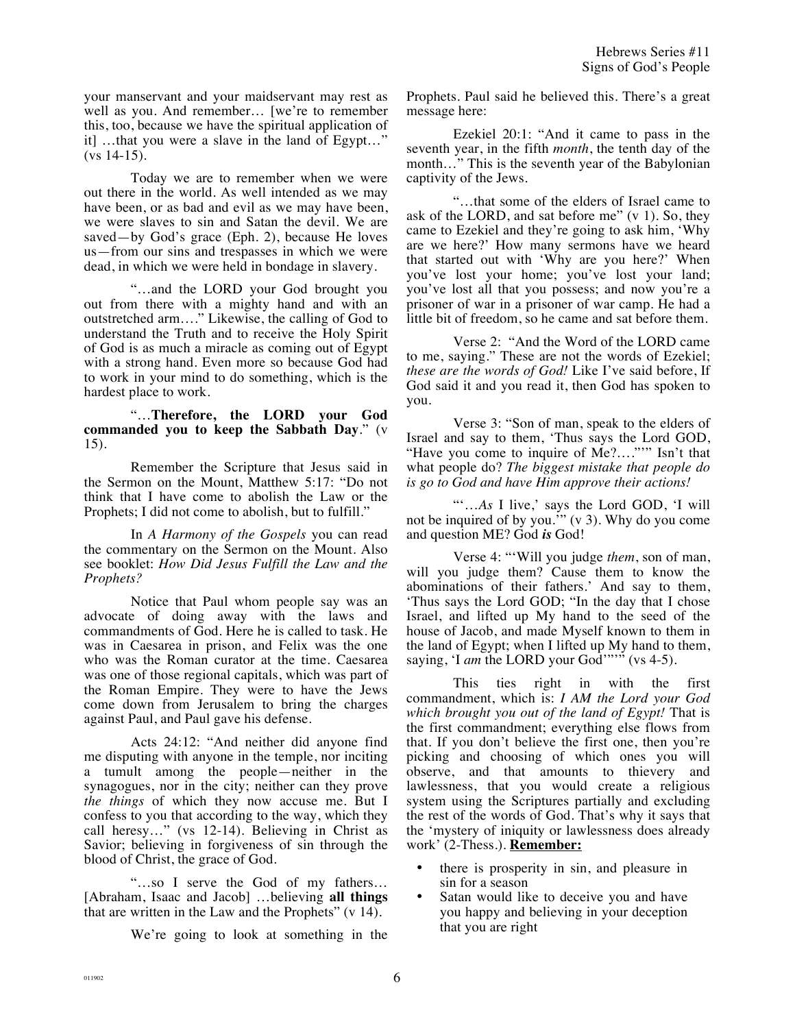your manservant and your maidservant may rest as well as you. And remember… [we're to remember this, too, because we have the spiritual application of it] …that you were a slave in the land of Egypt…" (vs 14-15).

Today we are to remember when we were out there in the world. As well intended as we may have been, or as bad and evil as we may have been, we were slaves to sin and Satan the devil. We are saved—by God's grace (Eph. 2), because He loves us—from our sins and trespasses in which we were dead, in which we were held in bondage in slavery.

"…and the LORD your God brought you out from there with a mighty hand and with an outstretched arm…." Likewise, the calling of God to understand the Truth and to receive the Holy Spirit of God is as much a miracle as coming out of Egypt with a strong hand. Even more so because God had to work in your mind to do something, which is the hardest place to work.

"…**Therefore, the LORD your God commanded you to keep the Sabbath Day**." (v 15).

Remember the Scripture that Jesus said in the Sermon on the Mount, Matthew 5:17: "Do not think that I have come to abolish the Law or the Prophets; I did not come to abolish, but to fulfill."

In *A Harmony of the Gospels* you can read the commentary on the Sermon on the Mount. Also see booklet: *How Did Jesus Fulfill the Law and the Prophets?*

Notice that Paul whom people say was an advocate of doing away with the laws and commandments of God. Here he is called to task. He was in Caesarea in prison, and Felix was the one who was the Roman curator at the time. Caesarea was one of those regional capitals, which was part of the Roman Empire. They were to have the Jews come down from Jerusalem to bring the charges against Paul, and Paul gave his defense.

Acts 24:12: "And neither did anyone find me disputing with anyone in the temple, nor inciting a tumult among the people—neither in the synagogues, nor in the city; neither can they prove *the things* of which they now accuse me. But I confess to you that according to the way, which they call heresy…" (vs 12-14). Believing in Christ as Savior; believing in forgiveness of sin through the blood of Christ, the grace of God.

"…so I serve the God of my fathers… [Abraham, Isaac and Jacob] …believing **all things** that are written in the Law and the Prophets" (v 14).

We're going to look at something in the Prophets. Paul said he believed this. There's a great message here:

Ezekiel 20:1: "And it came to pass in the seventh year, in the fifth *month*, the tenth day of the month…" This is the seventh year of the Babylonian captivity of the Jews.

"…that some of the elders of Israel came to ask of the LORD, and sat before me" (v 1). So, they came to Ezekiel and they're going to ask him, 'Why are we here?' How many sermons have we heard that started out with 'Why are you here?' When you've lost your home; you've lost your land; you've lost all that you possess; and now you're a prisoner of war in a prisoner of war camp. He had a little bit of freedom, so he came and sat before them.

Verse 2: "And the Word of the LORD came to me, saying." These are not the words of Ezekiel; *these are the words of God!* Like I've said before, If God said it and you read it, then God has spoken to you.

Verse 3: "Son of man, speak to the elders of Israel and say to them, 'Thus says the Lord GOD, "Have you come to inquire of Me?…."'" Isn't that what people do? *The biggest mistake that people do is go to God and have Him approve their actions!*

"'…*As* I live,' says the Lord GOD, 'I will not be inquired of by you.'" (v 3). Why do you come and question ME? God ***is*** God!

Verse 4: "'Will you judge *them*, son of man, will you judge them? Cause them to know the abominations of their fathers.' And say to them, 'Thus says the Lord GOD; "In the day that I chose Israel, and lifted up My hand to the seed of the house of Jacob, and made Myself known to them in the land of Egypt; when I lifted up My hand to them, saying, 'I *am* the LORD your God'"'" (vs 4-5).

This ties right in with the first commandment, which is: *I AM the Lord your God which brought you out of the land of Egypt!* That is the first commandment; everything else flows from that. If you don't believe the first one, then you're picking and choosing of which ones you will observe, and that amounts to thievery and lawlessness, that you would create a religious system using the Scriptures partially and excluding the rest of the words of God. That's why it says that the 'mystery of iniquity or lawlessness does already work' (2-Thess.). **Remember:**

- there is prosperity in sin, and pleasure in sin for a season
- Satan would like to deceive you and have you happy and believing in your deception that you are right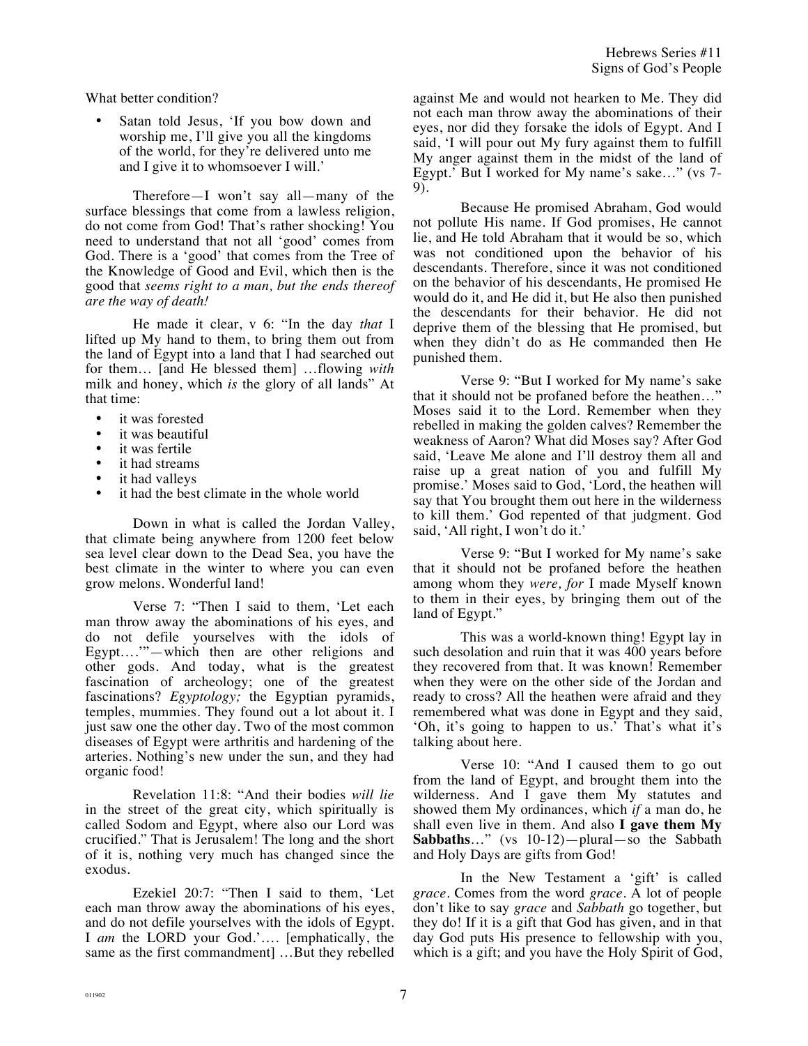What better condition?

- Satan told Jesus, 'If you bow down and worship me, I'll give you all the kingdoms of the world, for they're delivered unto me and I give it to whomsoever I will.'

Therefore—I won't say all—many of the surface blessings that come from a lawless religion, do not come from God! That's rather shocking! You need to understand that not all 'good' comes from God. There is a 'good' that comes from the Tree of the Knowledge of Good and Evil, which then is the good that *seems right to a man, but the ends thereof are the way of death!*

He made it clear, v 6: "In the day *that* I lifted up My hand to them, to bring them out from the land of Egypt into a land that I had searched out for them… [and He blessed them] …flowing *with* milk and honey, which *is* the glory of all lands" At that time:

- it was forested
- it was beautiful
- it was fertile
- it had streams
- it had valleys
- it had the best climate in the whole world

Down in what is called the Jordan Valley, that climate being anywhere from 1200 feet below sea level clear down to the Dead Sea, you have the best climate in the winter to where you can even grow melons. Wonderful land!

Verse 7: "Then I said to them, 'Let each man throw away the abominations of his eyes, and do not defile yourselves with the idols of Egypt….'"—which then are other religions and other gods. And today, what is the greatest fascination of archeology; one of the greatest fascinations? *Egyptology;* the Egyptian pyramids, temples, mummies. They found out a lot about it. I just saw one the other day. Two of the most common diseases of Egypt were arthritis and hardening of the arteries. Nothing's new under the sun, and they had organic food!

Revelation 11:8: "And their bodies *will lie* in the street of the great city, which spiritually is called Sodom and Egypt, where also our Lord was crucified." That is Jerusalem! The long and the short of it is, nothing very much has changed since the exodus.

Ezekiel 20:7: "Then I said to them, 'Let each man throw away the abominations of his eyes, and do not defile yourselves with the idols of Egypt. I *am* the LORD your God.'…. [emphatically, the same as the first commandment] …But they rebelled against Me and would not hearken to Me. They did not each man throw away the abominations of their eyes, nor did they forsake the idols of Egypt. And I said, 'I will pour out My fury against them to fulfill My anger against them in the midst of the land of Egypt.' But I worked for My name's sake…" (vs 7-9).

Because He promised Abraham, God would not pollute His name. If God promises, He cannot lie, and He told Abraham that it would be so, which was not conditioned upon the behavior of his descendants. Therefore, since it was not conditioned on the behavior of his descendants, He promised He would do it, and He did it, but He also then punished the descendants for their behavior. He did not deprive them of the blessing that He promised, but when they didn't do as He commanded then He punished them.

Verse 9: "But I worked for My name's sake that it should not be profaned before the heathen…" Moses said it to the Lord. Remember when they rebelled in making the golden calves? Remember the weakness of Aaron? What did Moses say? After God said, 'Leave Me alone and I'll destroy them all and raise up a great nation of you and fulfill My promise.' Moses said to God, 'Lord, the heathen will say that You brought them out here in the wilderness to kill them.' God repented of that judgment. God said, 'All right, I won't do it.'

Verse 9: "But I worked for My name's sake that it should not be profaned before the heathen among whom they *were, for* I made Myself known to them in their eyes, by bringing them out of the land of Egypt."

This was a world-known thing! Egypt lay in such desolation and ruin that it was 400 years before they recovered from that. It was known! Remember when they were on the other side of the Jordan and ready to cross? All the heathen were afraid and they remembered what was done in Egypt and they said, 'Oh, it's going to happen to us.' That's what it's talking about here.

Verse 10: "And I caused them to go out from the land of Egypt, and brought them into the wilderness. And I gave them My statutes and showed them My ordinances, which *if* a man do, he shall even live in them. And also **I gave them My Sabbaths**…" (vs 10-12)—plural—so the Sabbath and Holy Days are gifts from God!

In the New Testament a 'gift' is called *grace*. Comes from the word *grace*. A lot of people don't like to say *grace* and *Sabbath* go together, but they do! If it is a gift that God has given, and in that day God puts His presence to fellowship with you, which is a gift; and you have the Holy Spirit of God,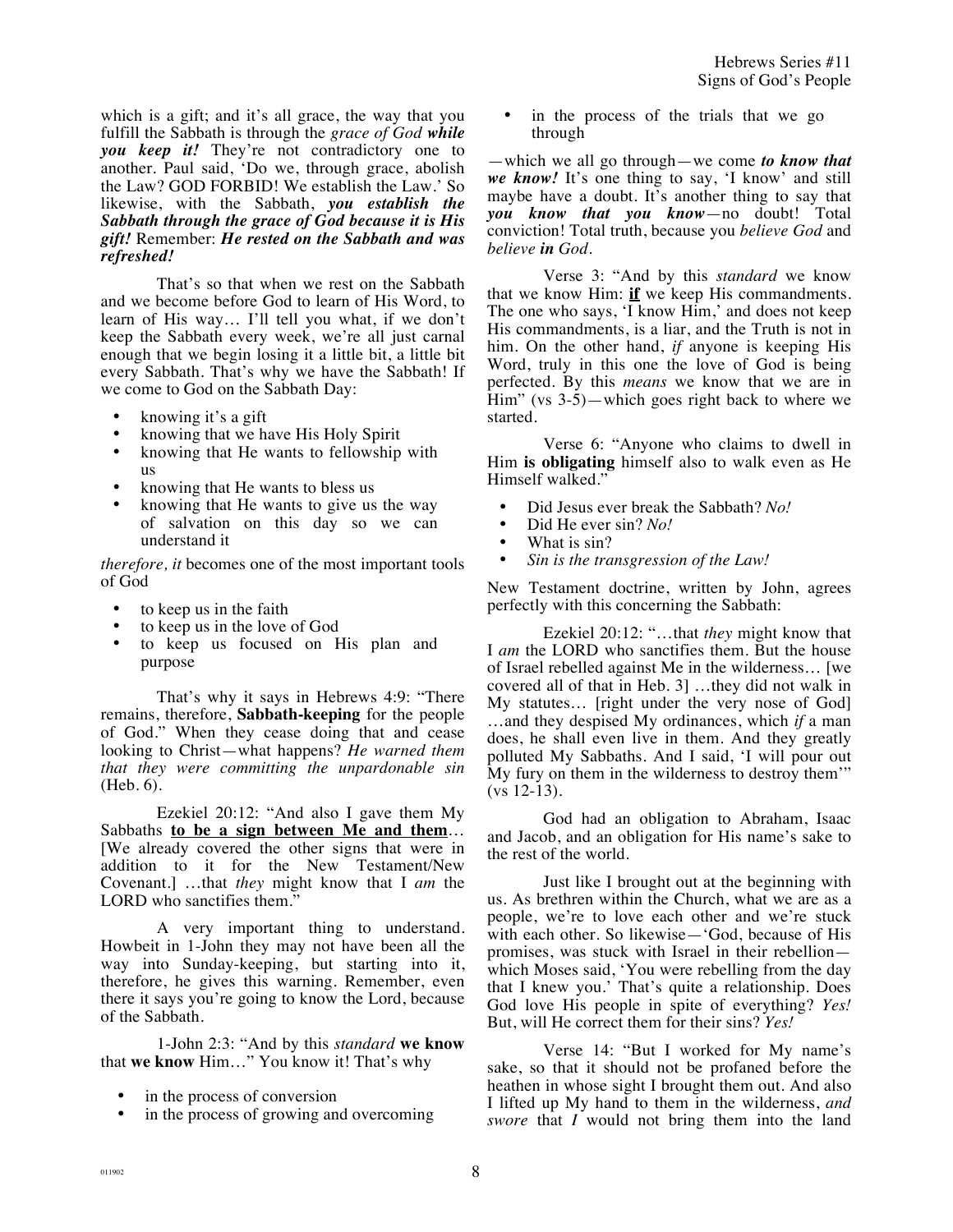which is a gift; and it's all grace, the way that you fulfill the Sabbath is through the *grace of God* ***while you keep it!*** They're not contradictory one to another. Paul said, 'Do we, through grace, abolish the Law? GOD FORBID! We establish the Law.' So likewise, with the Sabbath, ***you establish the Sabbath through the grace of God because it is His gift!*** Remember: ***He rested on the Sabbath and was refreshed!***

That's so that when we rest on the Sabbath and we become before God to learn of His Word, to learn of His way… I'll tell you what, if we don't keep the Sabbath every week, we're all just carnal enough that we begin losing it a little bit, a little bit every Sabbath. That's why we have the Sabbath! If we come to God on the Sabbath Day:

- knowing it's a gift
- knowing that we have His Holy Spirit
- knowing that He wants to fellowship with us
- knowing that He wants to bless us
- knowing that He wants to give us the way of salvation on this day so we can understand it

*therefore, it* becomes one of the most important tools of God

- to keep us in the faith
- to keep us in the love of God
- to keep us focused on His plan and purpose

That's why it says in Hebrews 4:9: "There remains, therefore, **Sabbath-keeping** for the people of God." When they cease doing that and cease looking to Christ—what happens? *He warned them that they were committing the unpardonable sin* (Heb. 6).

Ezekiel 20:12: "And also I gave them My Sabbaths **to be a sign between Me and them**… [We already covered the other signs that were in addition to it for the New Testament/New Covenant.] …that *they* might know that I *am* the LORD who sanctifies them."

A very important thing to understand. Howbeit in 1-John they may not have been all the way into Sunday-keeping, but starting into it, therefore, he gives this warning. Remember, even there it says you're going to know the Lord, because of the Sabbath.

1-John 2:3: "And by this *standard* **we know** that **we know** Him…" You know it! That's why

- in the process of conversion
- in the process of growing and overcoming
- in the process of the trials that we go through

—which we all go through—we come ***to know that we know!*** It's one thing to say, 'I know' and still maybe have a doubt. It's another thing to say that ***you know that you know***—no doubt! Total conviction! Total truth, because you *believe God* and *believe **in** God*.

Verse 3: "And by this *standard* we know that we know Him: **if** we keep His commandments. The one who says, 'I know Him,' and does not keep His commandments, is a liar, and the Truth is not in him. On the other hand, *if* anyone is keeping His Word, truly in this one the love of God is being perfected. By this *means* we know that we are in Him" (vs 3-5)—which goes right back to where we started.

Verse 6: "Anyone who claims to dwell in Him **is obligating** himself also to walk even as He Himself walked."

- Did Jesus ever break the Sabbath? *No!*
- Did He ever sin? *No!*
- What is sin?
- *Sin is the transgression of the Law!*

New Testament doctrine, written by John, agrees perfectly with this concerning the Sabbath:

Ezekiel 20:12: "…that *they* might know that I *am* the LORD who sanctifies them. But the house of Israel rebelled against Me in the wilderness… [we covered all of that in Heb. 3] …they did not walk in My statutes… [right under the very nose of God] …and they despised My ordinances, which *if* a man does, he shall even live in them. And they greatly polluted My Sabbaths. And I said, 'I will pour out My fury on them in the wilderness to destroy them'" (vs 12-13).

God had an obligation to Abraham, Isaac and Jacob, and an obligation for His name's sake to the rest of the world.

Just like I brought out at the beginning with us. As brethren within the Church, what we are as a people, we're to love each other and we're stuck with each other. So likewise—'God, because of His promises, was stuck with Israel in their rebellion—which Moses said, 'You were rebelling from the day that I knew you.' That's quite a relationship. Does God love His people in spite of everything? *Yes!* But, will He correct them for their sins? *Yes!*

Verse 14: "But I worked for My name's sake, so that it should not be profaned before the heathen in whose sight I brought them out. And also I lifted up My hand to them in the wilderness, *and swore* that *I* would not bring them into the land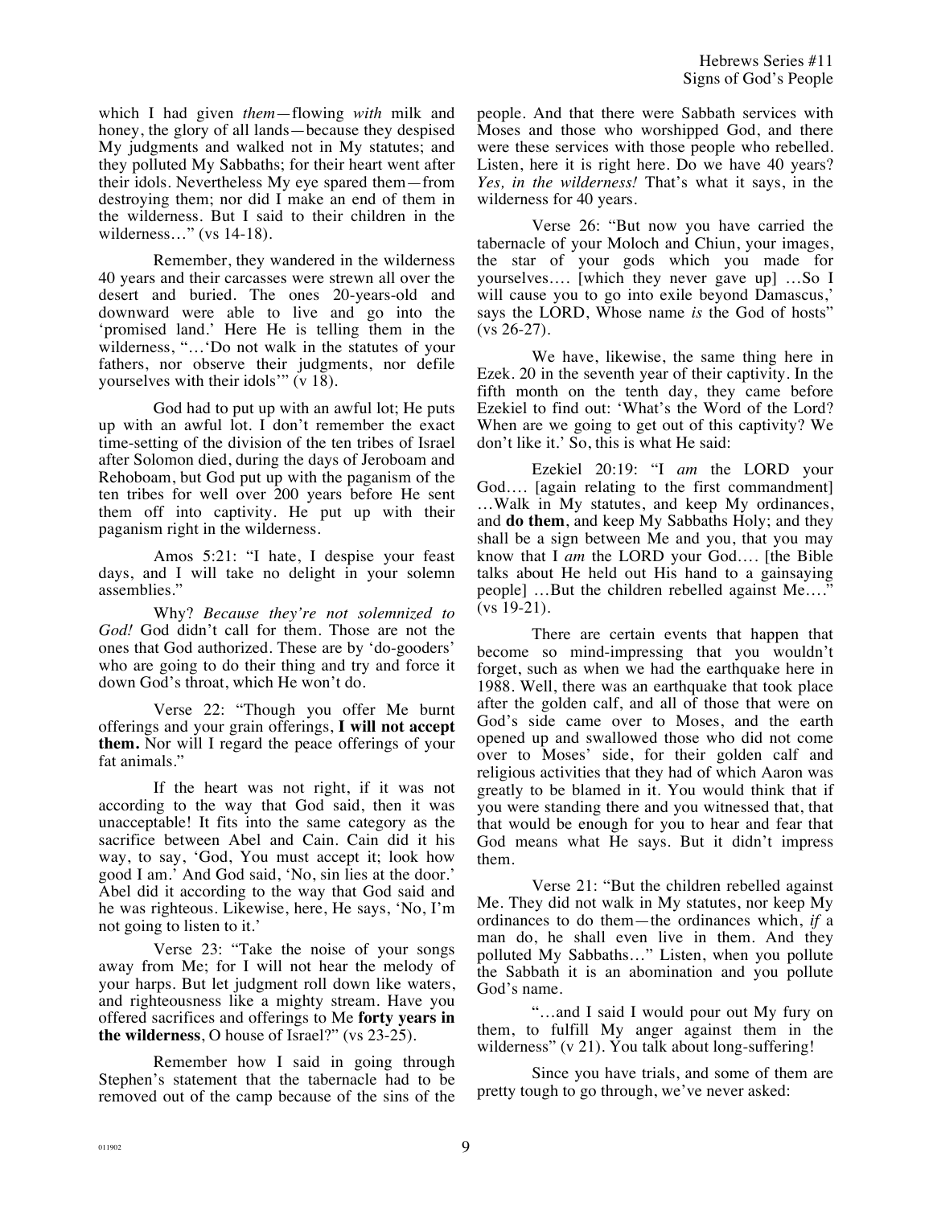which I had given *them*—flowing *with* milk and honey, the glory of all lands—because they despised My judgments and walked not in My statutes; and they polluted My Sabbaths; for their heart went after their idols. Nevertheless My eye spared them—from destroying them; nor did I make an end of them in the wilderness. But I said to their children in the wilderness…" (vs 14-18).

Remember, they wandered in the wilderness 40 years and their carcasses were strewn all over the desert and buried. The ones 20-years-old and downward were able to live and go into the 'promised land.' Here He is telling them in the wilderness, "…'Do not walk in the statutes of your fathers, nor observe their judgments, nor defile yourselves with their idols'" (v 18).

God had to put up with an awful lot; He puts up with an awful lot. I don't remember the exact time-setting of the division of the ten tribes of Israel after Solomon died, during the days of Jeroboam and Rehoboam, but God put up with the paganism of the ten tribes for well over 200 years before He sent them off into captivity. He put up with their paganism right in the wilderness.

Amos 5:21: "I hate, I despise your feast days, and I will take no delight in your solemn assemblies."

Why? *Because they're not solemnized to God!* God didn't call for them. Those are not the ones that God authorized. These are by 'do-gooders' who are going to do their thing and try and force it down God's throat, which He won't do.

Verse 22: "Though you offer Me burnt offerings and your grain offerings, **I will not accept them.** Nor will I regard the peace offerings of your fat animals."

If the heart was not right, if it was not according to the way that God said, then it was unacceptable! It fits into the same category as the sacrifice between Abel and Cain. Cain did it his way, to say, 'God, You must accept it; look how good I am.' And God said, 'No, sin lies at the door.' Abel did it according to the way that God said and he was righteous. Likewise, here, He says, 'No, I'm not going to listen to it.'

Verse 23: "Take the noise of your songs away from Me; for I will not hear the melody of your harps. But let judgment roll down like waters, and righteousness like a mighty stream. Have you offered sacrifices and offerings to Me **forty years in the wilderness**, O house of Israel?" (vs 23-25).

Remember how I said in going through Stephen's statement that the tabernacle had to be removed out of the camp because of the sins of the people. And that there were Sabbath services with Moses and those who worshipped God, and there were these services with those people who rebelled. Listen, here it is right here. Do we have 40 years? *Yes, in the wilderness!* That's what it says, in the wilderness for 40 years.

Verse 26: "But now you have carried the tabernacle of your Moloch and Chiun, your images, the star of your gods which you made for yourselves…. [which they never gave up] …So I will cause you to go into exile beyond Damascus,' says the LORD, Whose name *is* the God of hosts" (vs 26-27).

We have, likewise, the same thing here in Ezek. 20 in the seventh year of their captivity. In the fifth month on the tenth day, they came before Ezekiel to find out: 'What's the Word of the Lord? When are we going to get out of this captivity? We don't like it.' So, this is what He said:

Ezekiel 20:19: "I *am* the LORD your God…. [again relating to the first commandment] …Walk in My statutes, and keep My ordinances, and **do them**, and keep My Sabbaths Holy; and they shall be a sign between Me and you, that you may know that I *am* the LORD your God…. [the Bible talks about He held out His hand to a gainsaying people] …But the children rebelled against Me…." (vs 19-21).

There are certain events that happen that become so mind-impressing that you wouldn't forget, such as when we had the earthquake here in 1988. Well, there was an earthquake that took place after the golden calf, and all of those that were on God's side came over to Moses, and the earth opened up and swallowed those who did not come over to Moses' side, for their golden calf and religious activities that they had of which Aaron was greatly to be blamed in it. You would think that if you were standing there and you witnessed that, that that would be enough for you to hear and fear that God means what He says. But it didn't impress them.

Verse 21: "But the children rebelled against Me. They did not walk in My statutes, nor keep My ordinances to do them—the ordinances which, *if* a man do, he shall even live in them. And they polluted My Sabbaths…" Listen, when you pollute the Sabbath it is an abomination and you pollute God's name.

"…and I said I would pour out My fury on them, to fulfill My anger against them in the wilderness" (v 21). You talk about long-suffering!

Since you have trials, and some of them are pretty tough to go through, we've never asked: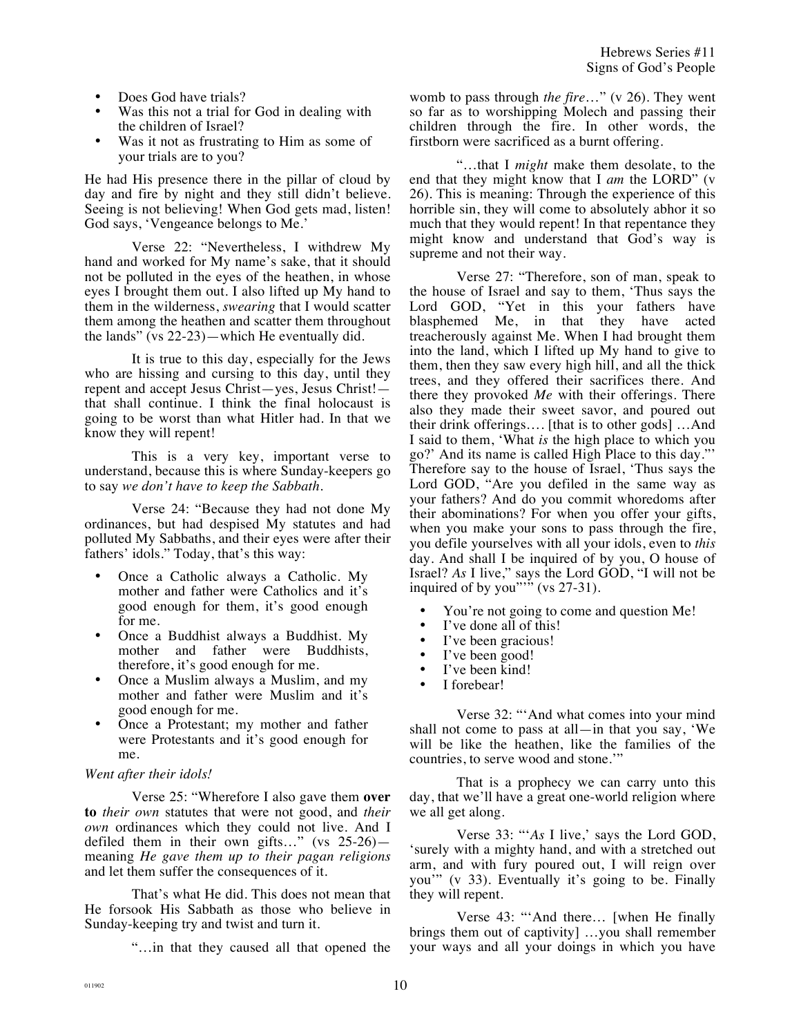- Does God have trials?
- Was this not a trial for God in dealing with the children of Israel?
- Was it not as frustrating to Him as some of your trials are to you?

He had His presence there in the pillar of cloud by day and fire by night and they still didn't believe. Seeing is not believing! When God gets mad, listen! God says, 'Vengeance belongs to Me.'

Verse 22: "Nevertheless, I withdrew My hand and worked for My name's sake, that it should not be polluted in the eyes of the heathen, in whose eyes I brought them out. I also lifted up My hand to them in the wilderness, *swearing* that I would scatter them among the heathen and scatter them throughout the lands" (vs 22-23)—which He eventually did.

It is true to this day, especially for the Jews who are hissing and cursing to this day, until they repent and accept Jesus Christ—yes, Jesus Christ!—that shall continue. I think the final holocaust is going to be worst than what Hitler had. In that we know they will repent!

This is a very key, important verse to understand, because this is where Sunday-keepers go to say *we don't have to keep the Sabbath*.

Verse 24: "Because they had not done My ordinances, but had despised My statutes and had polluted My Sabbaths, and their eyes were after their fathers' idols." Today, that's this way:

- Once a Catholic always a Catholic. My mother and father were Catholics and it's good enough for them, it's good enough for me.
- Once a Buddhist always a Buddhist. My mother and father were Buddhists, therefore, it's good enough for me.
- Once a Muslim always a Muslim, and my mother and father were Muslim and it's good enough for me.
- Once a Protestant; my mother and father were Protestants and it's good enough for me.

*Went after their idols!*

Verse 25: "Wherefore I also gave them **over to** *their own* statutes that were not good, and *their own* ordinances which they could not live. And I defiled them in their own gifts…" (vs 25-26)—meaning *He gave them up to their pagan religions* and let them suffer the consequences of it.

That's what He did. This does not mean that He forsook His Sabbath as those who believe in Sunday-keeping try and twist and turn it.

"…in that they caused all that opened the womb to pass through *the fire*…" (v 26). They went so far as to worshipping Molech and passing their children through the fire. In other words, the firstborn were sacrificed as a burnt offering.

"…that I *might* make them desolate, to the end that they might know that I *am* the LORD" (v 26). This is meaning: Through the experience of this horrible sin, they will come to absolutely abhor it so much that they would repent! In that repentance they might know and understand that God's way is supreme and not their way.

Verse 27: "Therefore, son of man, speak to the house of Israel and say to them, 'Thus says the Lord GOD, "Yet in this your fathers have blasphemed Me, in that they have acted treacherously against Me. When I had brought them into the land, which I lifted up My hand to give to them, then they saw every high hill, and all the thick trees, and they offered their sacrifices there. And there they provoked *Me* with their offerings. There also they made their sweet savor, and poured out their drink offerings…. [that is to other gods] …And I said to them, 'What *is* the high place to which you go?' And its name is called High Place to this day."' Therefore say to the house of Israel, 'Thus says the Lord GOD, "Are you defiled in the same way as your fathers? And do you commit whoredoms after their abominations? For when you offer your gifts, when you make your sons to pass through the fire, you defile yourselves with all your idols, even to *this* day. And shall I be inquired of by you, O house of Israel? *As* I live," says the Lord GOD, "I will not be inquired of by you"'" (vs 27-31).

- You're not going to come and question Me!
- I've done all of this!
- I've been gracious!
- I've been good!
- I've been kind!
- I forebear!

Verse 32: "'And what comes into your mind shall not come to pass at all—in that you say, 'We will be like the heathen, like the families of the countries, to serve wood and stone.'"

That is a prophecy we can carry unto this day, that we'll have a great one-world religion where we all get along.

Verse 33: "'*As* I live,' says the Lord GOD, 'surely with a mighty hand, and with a stretched out arm, and with fury poured out, I will reign over you'" (v 33). Eventually it's going to be. Finally they will repent.

Verse 43: "'And there… [when He finally brings them out of captivity] …you shall remember your ways and all your doings in which you have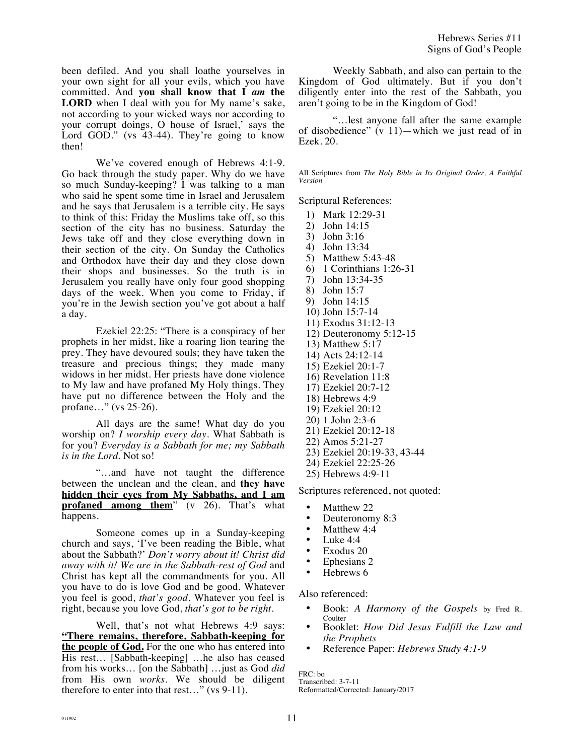been defiled. And you shall loathe yourselves in your own sight for all your evils, which you have committed. And **you shall know that I *am* the LORD** when I deal with you for My name's sake, not according to your wicked ways nor according to your corrupt doings, O house of Israel,' says the Lord GOD." (vs 43-44). They're going to know then!

We've covered enough of Hebrews 4:1-9. Go back through the study paper. Why do we have so much Sunday-keeping? I was talking to a man who said he spent some time in Israel and Jerusalem and he says that Jerusalem is a terrible city. He says to think of this: Friday the Muslims take off, so this section of the city has no business. Saturday the Jews take off and they close everything down in their section of the city. On Sunday the Catholics and Orthodox have their day and they close down their shops and businesses. So the truth is in Jerusalem you really have only four good shopping days of the week. When you come to Friday, if you're in the Jewish section you've got about a half a day.

Ezekiel 22:25: "There is a conspiracy of her prophets in her midst, like a roaring lion tearing the prey. They have devoured souls; they have taken the treasure and precious things; they made many widows in her midst. Her priests have done violence to My law and have profaned My Holy things. They have put no difference between the Holy and the profane…" (vs 25-26).

All days are the same! What day do you worship on? *I worship every day*. What Sabbath is for you? *Everyday is a Sabbath for me; my Sabbath is in the Lord*. Not so!

"…and have not taught the difference between the unclean and the clean, and **<u>they have hidden their eyes from My Sabbaths, and I am profaned among them</u>**" (v 26). That's what happens.

Someone comes up in a Sunday-keeping church and says, 'I've been reading the Bible, what about the Sabbath?' *Don't worry about it! Christ did away with it! We are in the Sabbath-rest of God* and Christ has kept all the commandments for you. All you have to do is love God and be good. Whatever you feel is good, *that's good*. Whatever you feel is right, because you love God, *that's got to be right*.

Well, that's not what Hebrews 4:9 says: **<u>"There remains, therefore, Sabbath-keeping for the people of God.</u>** For the one who has entered into His rest… [Sabbath-keeping] …he also has ceased from his works… [on the Sabbath] …just as God *did* from His own *works*. We should be diligent therefore to enter into that rest…" (vs 9-11).

Weekly Sabbath, and also can pertain to the Kingdom of God ultimately. But if you don't diligently enter into the rest of the Sabbath, you aren't going to be in the Kingdom of God!

"…lest anyone fall after the same example of disobedience" (v 11)—which we just read of in Ezek. 20.

All Scriptures from *The Holy Bible in Its Original Order, A Faithful Version*

Scriptural References:

1) Mark 12:29-31
2) John 14:15
3) John 3:16
4) John 13:34
5) Matthew 5:43-48
6) 1 Corinthians 1:26-31
7) John 13:34-35
8) John 15:7
9) John 14:15
10) John 15:7-14
11) Exodus 31:12-13
12) Deuteronomy 5:12-15
13) Matthew 5:17
14) Acts 24:12-14
15) Ezekiel 20:1-7
16) Revelation 11:8
17) Ezekiel 20:7-12
18) Hebrews 4:9
19) Ezekiel 20:12
20) 1 John 2:3-6
21) Ezekiel 20:12-18
22) Amos 5:21-27
23) Ezekiel 20:19-33, 43-44
24) Ezekiel 22:25-26
25) Hebrews 4:9-11

Scriptures referenced, not quoted:

- Matthew 22
- Deuteronomy 8:3
- Matthew 4:4
- Luke 4:4
- Exodus 20
- Ephesians 2
- Hebrews 6

Also referenced:

- Book: *A Harmony of the Gospels* by Fred R. Coulter
- Booklet: *How Did Jesus Fulfill the Law and the Prophets*
- Reference Paper: *Hebrews Study 4:1-9*

FRC: bo
Transcribed: 3-7-11
Reformatted/Corrected: January/2017